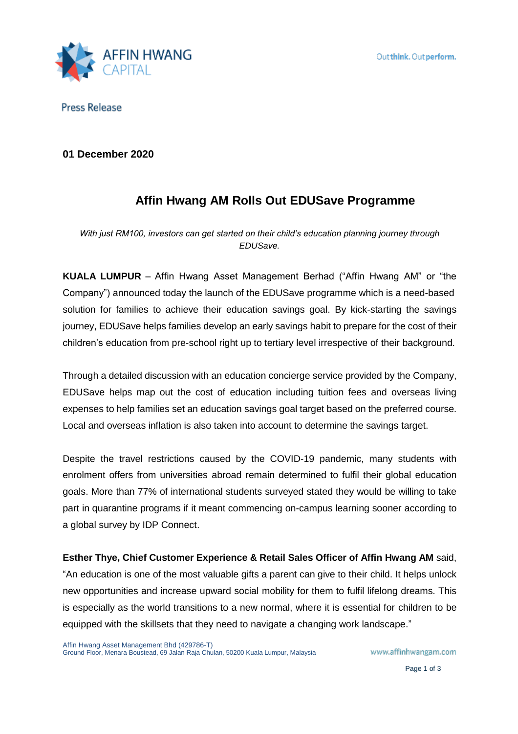Press Release

**01 December 2020**

# Affin Hwang AM Rolls Out EDUSave Programme

*With just RM100, investors can get started on their child's education planning journey through EDUSave.*

**KUALA LUMPUR** – Affin Hwang Asset Management Berhad ("Affin Hwang AM" or "the Company") announced today the launch of the EDUSave programme which is a need-based solution for families to achieve their education savings goal. By kick-starting the savings journey, EDUSave helps families develop an early savings habit to prepare for the cost of their children's education from pre-school right up to tertiary level irrespective of their background.

Through a detailed discussion with an education concierge service provided by the Company, EDUSave helps map out the cost of education including tuition fees and overseas living expenses to help families set an education savings goal target based on the preferred course. Local and overseas inflation is also taken into account to determine the savings target.

Despite the travel restrictions caused by the COVID-19 pandemic, many students with enrolment offers from universities abroad remain determined to fulfil their global education goals. More than 77% of international students surveyed stated they would be willing to take part in quarantine programs if it meant commencing on-campus learning sooner according to a global survey by IDP Connect.

**Esther Thye, Chief Customer Experience & Retail Sales Officer of Affin Hwang AM** said, "An education is one of the most valuable gifts a parent can give to their child. It helps unlock new opportunities and increase upward social mobility for them to fulfil lifelong dreams. This is especially as the world transitions to a new normal, where it is essential for children to be equipped with the skillsets that they need to navigate a changing work landscape."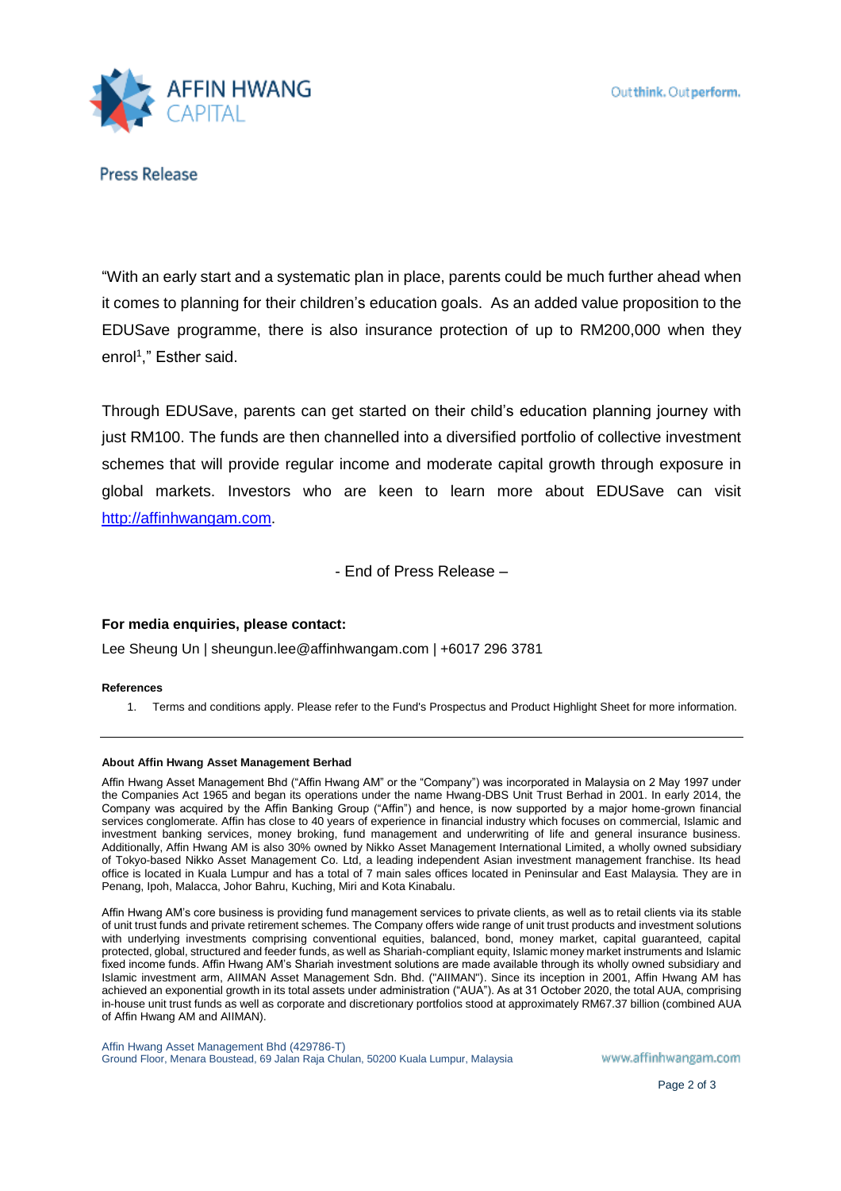"With an early start and a systematic plan in place, parents could be much further ahead when it comes to planning for their children's education goals. As an added value proposition to the EDUSave programme, there is also insurance protection of up to RM200,000 when they enrol[1]," Esther said.

Through EDUSave, parents can get started on their child's education planning journey with just RM100. The funds are then channelled into a diversified portfolio of collective investment schemes that will provide regular income and moderate capital growth through exposure in global markets. Investors who are keen to learn more about EDUSave can visit [http://affinhwangam.com](http://affinhwangam.com).

- End of Press Release –

**For media enquiries, please contact:**

Lee Sheung Un | sheungun.lee@affinhwangam.com | +6017 296 3781

**References**

1. Terms and conditions apply. Please refer to the Fund's Prospectus and Product Highlight Sheet for more information.

---

**About Affin Hwang Asset Management Berhad**

Affin Hwang Asset Management Bhd ("Affin Hwang AM" or the "Company") was incorporated in Malaysia on 2 May 1997 under the Companies Act 1965 and began its operations under the name Hwang-DBS Unit Trust Berhad in 2001. In early 2014, the Company was acquired by the Affin Banking Group ("Affin") and hence, is now supported by a major home-grown financial services conglomerate. Affin has close to 40 years of experience in financial industry which focuses on commercial, Islamic and investment banking services, money broking, fund management and underwriting of life and general insurance business. Additionally, Affin Hwang AM is also 30% owned by Nikko Asset Management International Limited, a wholly owned subsidiary of Tokyo-based Nikko Asset Management Co. Ltd, a leading independent Asian investment management franchise. Its head office is located in Kuala Lumpur and has a total of 7 main sales offices located in Peninsular and East Malaysia. They are in Penang, Ipoh, Malacca, Johor Bahru, Kuching, Miri and Kota Kinabalu.

Affin Hwang AM's core business is providing fund management services to private clients, as well as to retail clients via its stable of unit trust funds and private retirement schemes. The Company offers wide range of unit trust products and investment solutions with underlying investments comprising conventional equities, balanced, bond, money market, capital guaranteed, capital protected, global, structured and feeder funds, as well as Shariah-compliant equity, Islamic money market instruments and Islamic fixed income funds. Affin Hwang AM's Shariah investment solutions are made available through its wholly owned subsidiary and Islamic investment arm, AIIMAN Asset Management Sdn. Bhd. ("AIIMAN"). Since its inception in 2001, Affin Hwang AM has achieved an exponential growth in its total assets under administration ("AUA"). As at 31 October 2020, the total AUA, comprising in-house unit trust funds as well as corporate and discretionary portfolios stood at approximately RM67.37 billion (combined AUA of Affin Hwang AM and AIIMAN).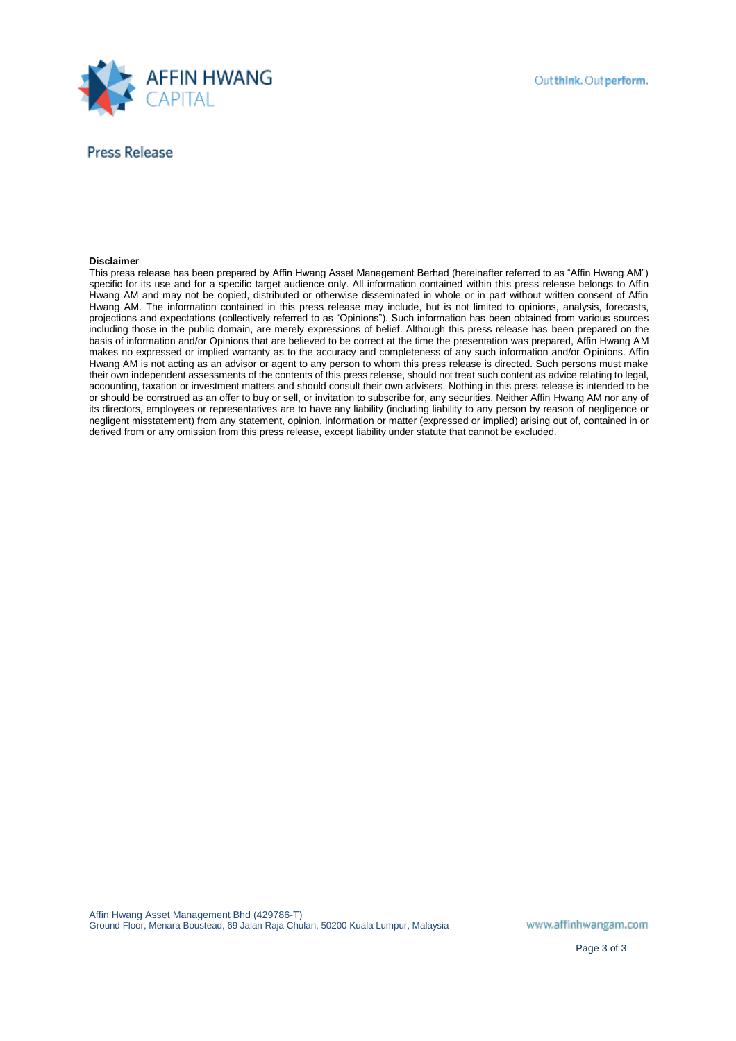**Disclaimer**

This press release has been prepared by Affin Hwang Asset Management Berhad (hereinafter referred to as "Affin Hwang AM") specific for its use and for a specific target audience only. All information contained within this press release belongs to Affin Hwang AM and may not be copied, distributed or otherwise disseminated in whole or in part without written consent of Affin Hwang AM. The information contained in this press release may include, but is not limited to opinions, analysis, forecasts, projections and expectations (collectively referred to as "Opinions"). Such information has been obtained from various sources including those in the public domain, are merely expressions of belief. Although this press release has been prepared on the basis of information and/or Opinions that are believed to be correct at the time the presentation was prepared, Affin Hwang AM makes no expressed or implied warranty as to the accuracy and completeness of any such information and/or Opinions. Affin Hwang AM is not acting as an advisor or agent to any person to whom this press release is directed. Such persons must make their own independent assessments of the contents of this press release, should not treat such content as advice relating to legal, accounting, taxation or investment matters and should consult their own advisers. Nothing in this press release is intended to be or should be construed as an offer to buy or sell, or invitation to subscribe for, any securities. Neither Affin Hwang AM nor any of its directors, employees or representatives are to have any liability (including liability to any person by reason of negligence or negligent misstatement) from any statement, opinion, information or matter (expressed or implied) arising out of, contained in or derived from or any omission from this press release, except liability under statute that cannot be excluded.